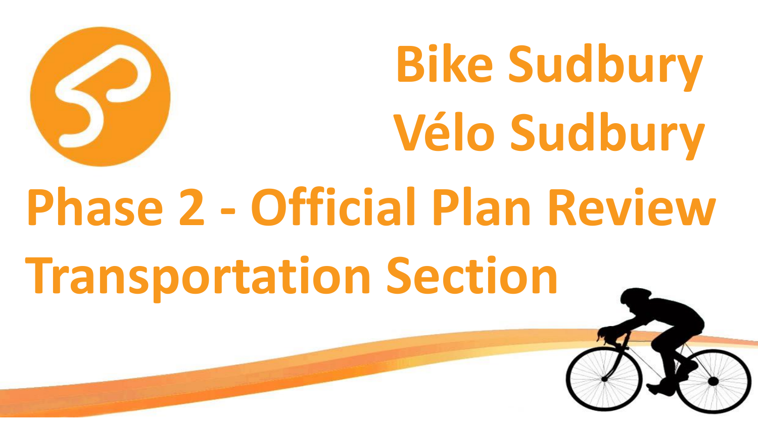# Bike Sudbury
# Vélo Sudbury

# Phase 2 - Official Plan Review
# Transportation Section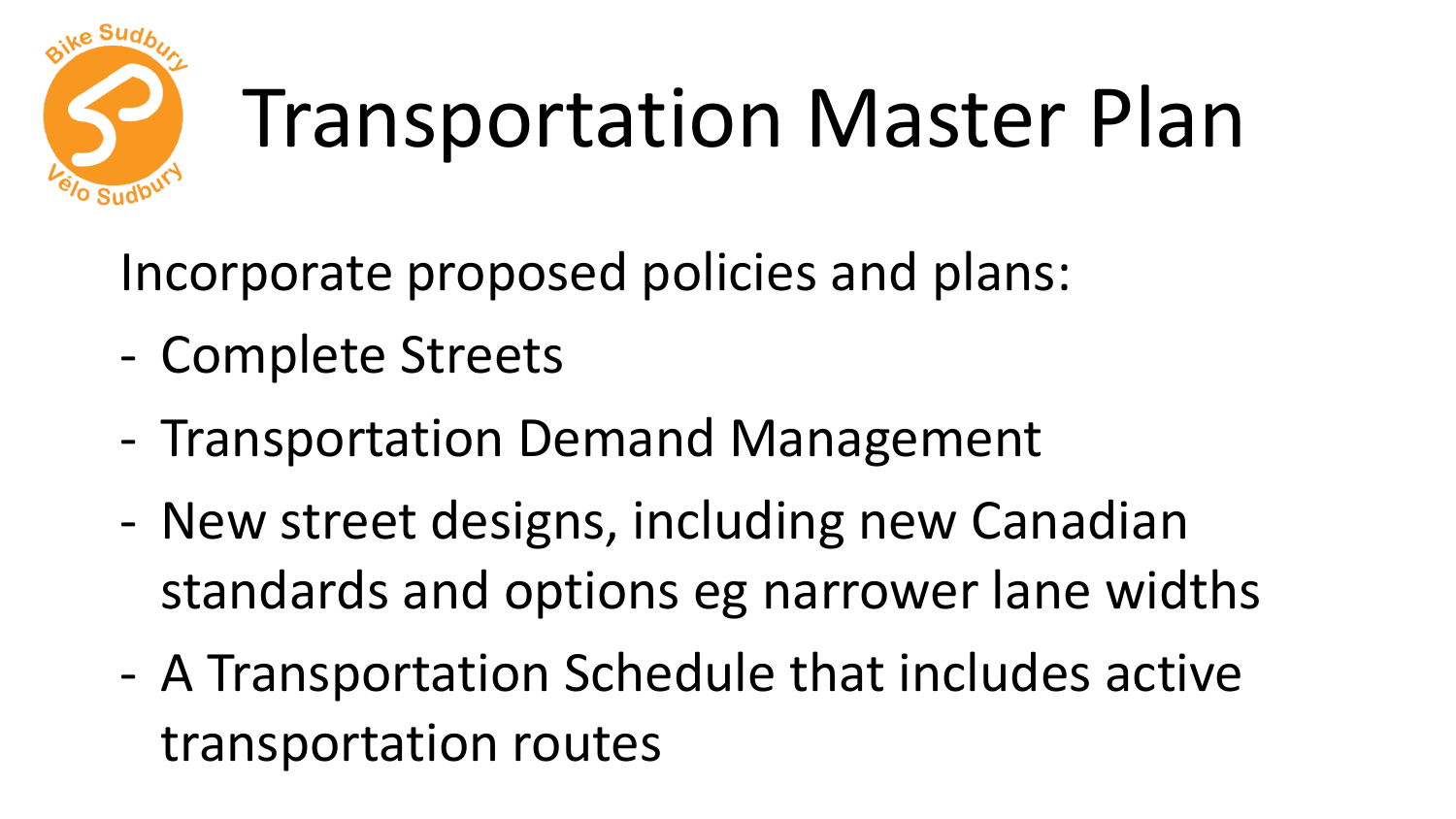# Transportation Master Plan

Incorporate proposed policies and plans:

- Complete Streets
- Transportation Demand Management
- New street designs, including new Canadian standards and options eg narrower lane widths
- A Transportation Schedule that includes active transportation routes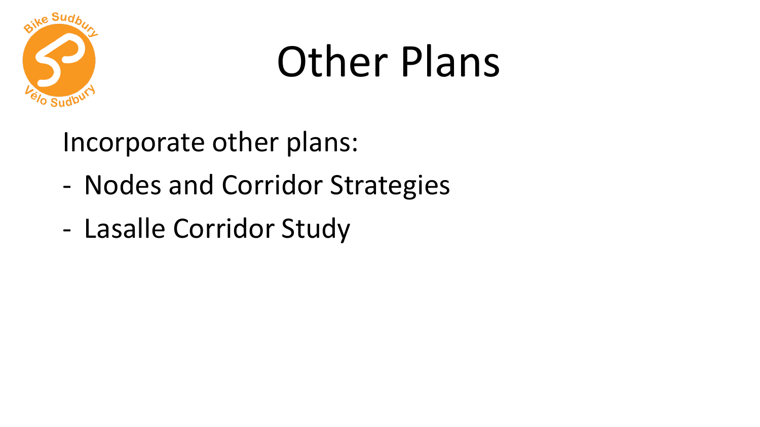# Other Plans

Incorporate other plans:

- Nodes and Corridor Strategies
- Lasalle Corridor Study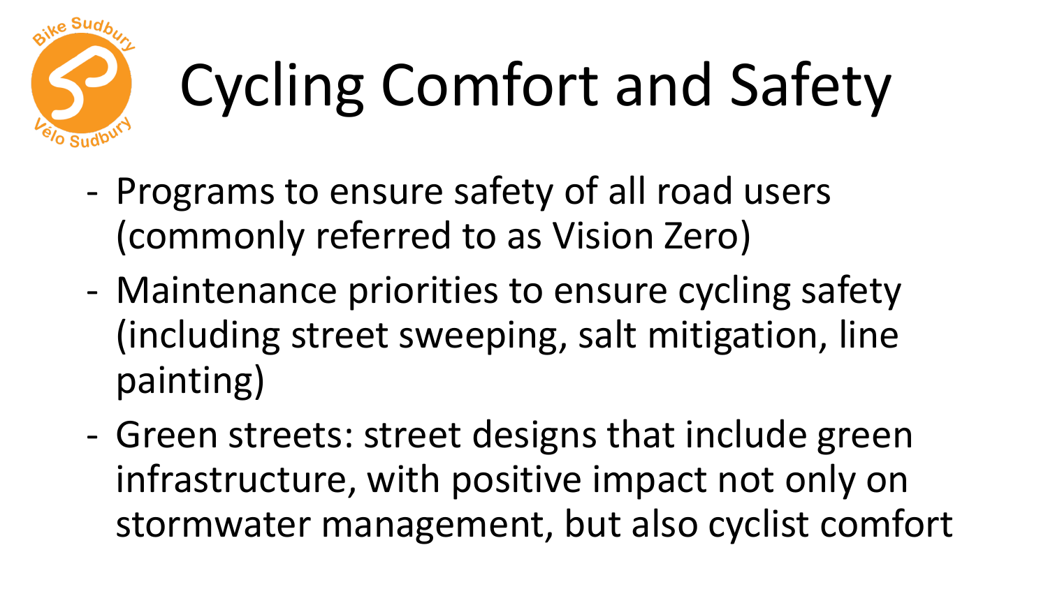# Cycling Comfort and Safety

- Programs to ensure safety of all road users (commonly referred to as Vision Zero)
- Maintenance priorities to ensure cycling safety (including street sweeping, salt mitigation, line painting)
- Green streets: street designs that include green infrastructure, with positive impact not only on stormwater management, but also cyclist comfort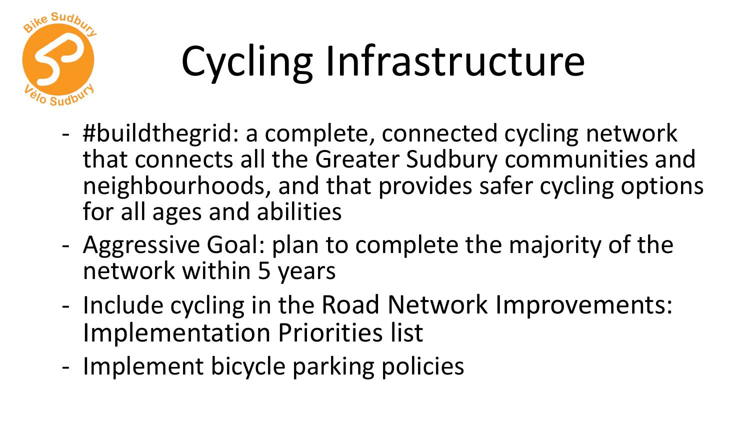# Cycling Infrastructure

- #buildthegrid: a complete, connected cycling network that connects all the Greater Sudbury communities and neighbourhoods, and that provides safer cycling options for all ages and abilities
- Aggressive Goal: plan to complete the majority of the network within 5 years
- Include cycling in the Road Network Improvements: Implementation Priorities list
- Implement bicycle parking policies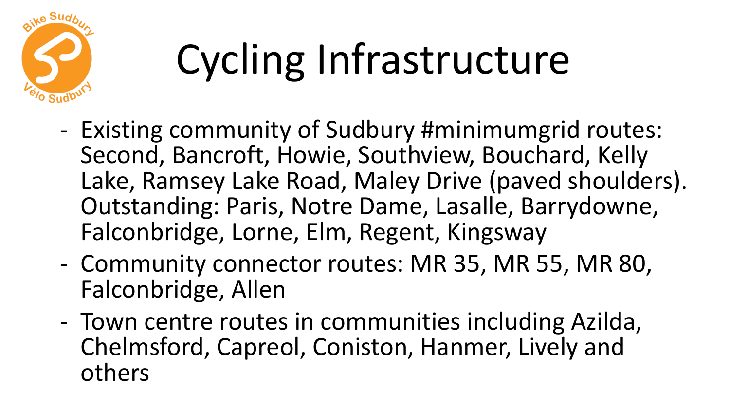# Cycling Infrastructure

- Existing community of Sudbury #minimumgrid routes: Second, Bancroft, Howie, Southview, Bouchard, Kelly Lake, Ramsey Lake Road, Maley Drive (paved shoulders). Outstanding: Paris, Notre Dame, Lasalle, Barrydowne, Falconbridge, Lorne, Elm, Regent, Kingsway
- Community connector routes: MR 35, MR 55, MR 80, Falconbridge, Allen
- Town centre routes in communities including Azilda, Chelmsford, Capreol, Coniston, Hanmer, Lively and others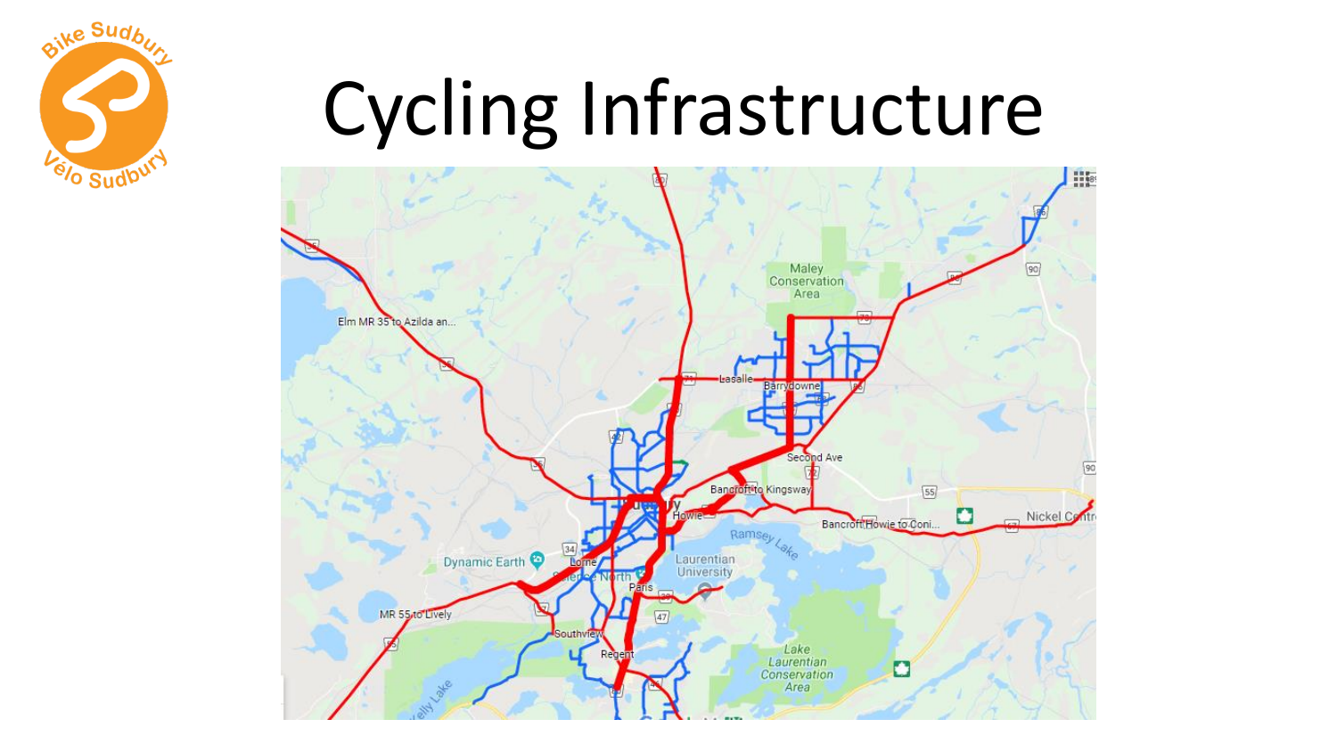# Cycling Infrastructure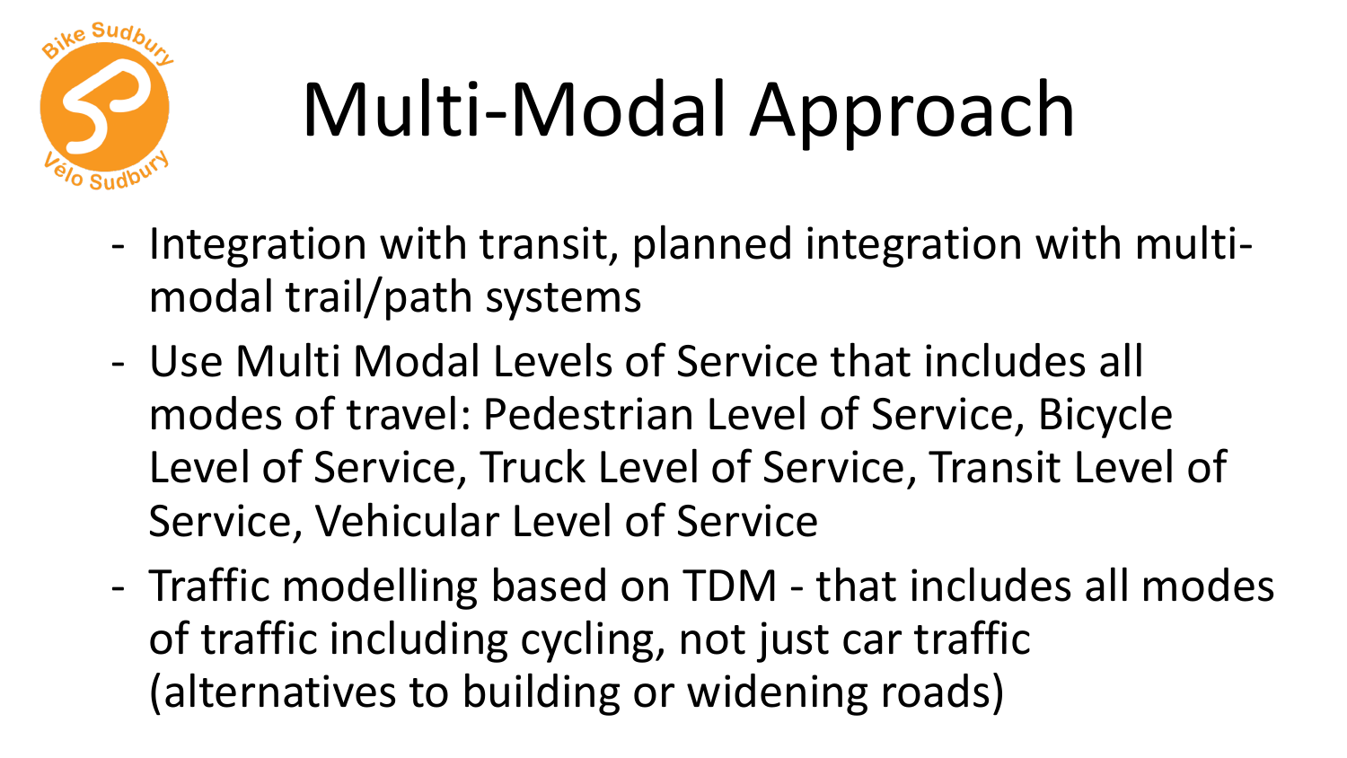# Multi-Modal Approach

- Integration with transit, planned integration with multi-modal trail/path systems
- Use Multi Modal Levels of Service that includes all modes of travel: Pedestrian Level of Service, Bicycle Level of Service, Truck Level of Service, Transit Level of Service, Vehicular Level of Service
- Traffic modelling based on TDM - that includes all modes of traffic including cycling, not just car traffic (alternatives to building or widening roads)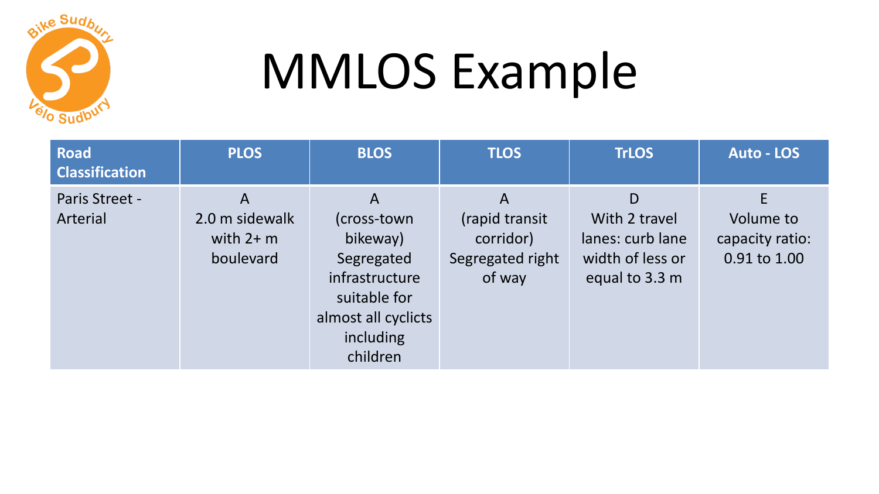# MMLOS Example

| Road Classification | PLOS | BLOS | TLOS | TrLOS | Auto - LOS |
|---|---|---|---|---|---|
| Paris Street - Arterial | A 2.0 m sidewalk with 2+ m boulevard | A (cross-town bikeway) Segregated infrastructure suitable for almost all cyclicts including children | A (rapid transit corridor) Segregated right of way | D With 2 travel lanes: curb lane width of less or equal to 3.3 m | E Volume to capacity ratio: 0.91 to 1.00 |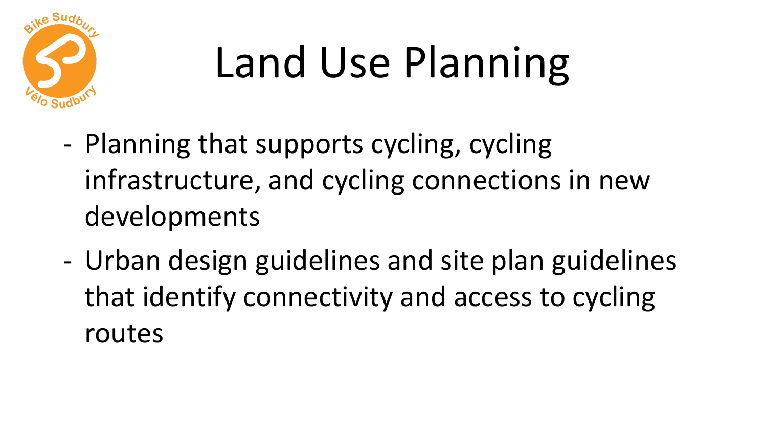# Land Use Planning

- Planning that supports cycling, cycling infrastructure, and cycling connections in new developments
- Urban design guidelines and site plan guidelines that identify connectivity and access to cycling routes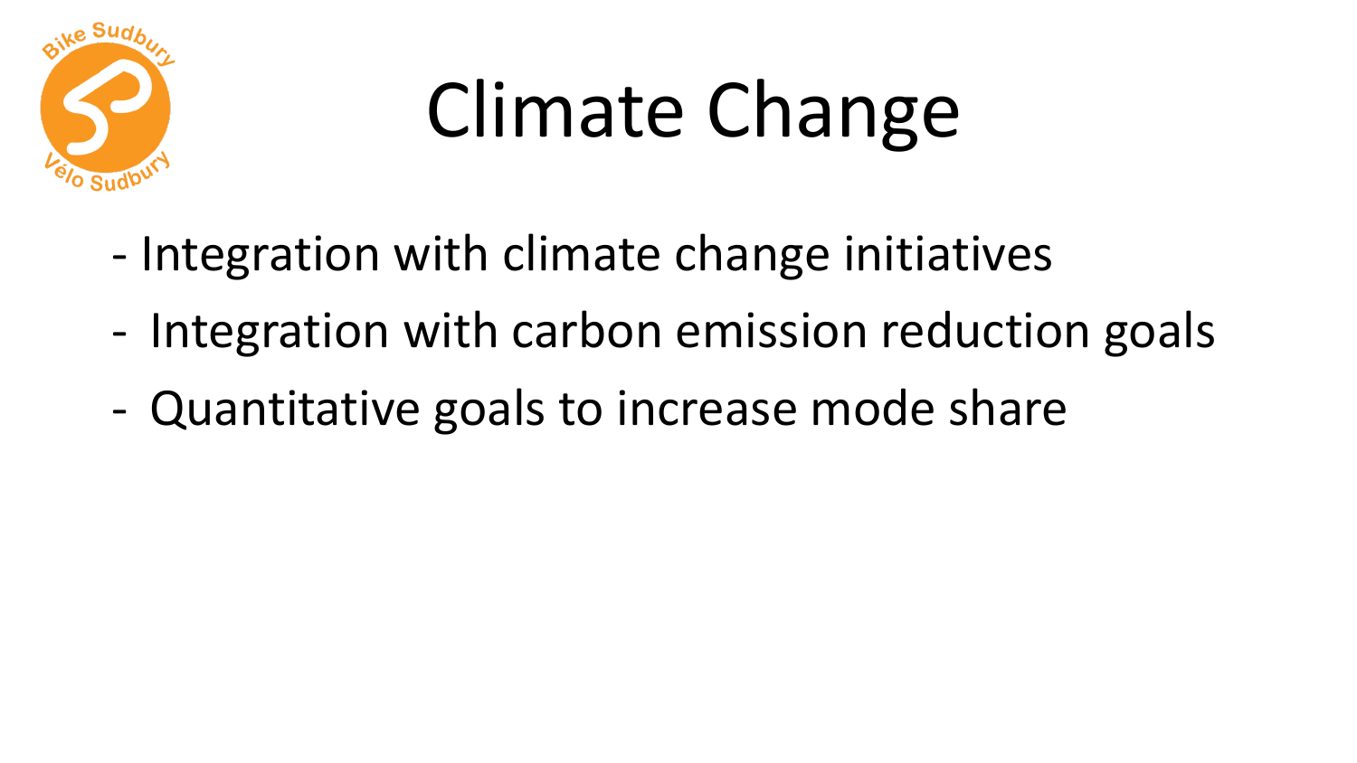# Climate Change

- Integration with climate change initiatives
- Integration with carbon emission reduction goals
- Quantitative goals to increase mode share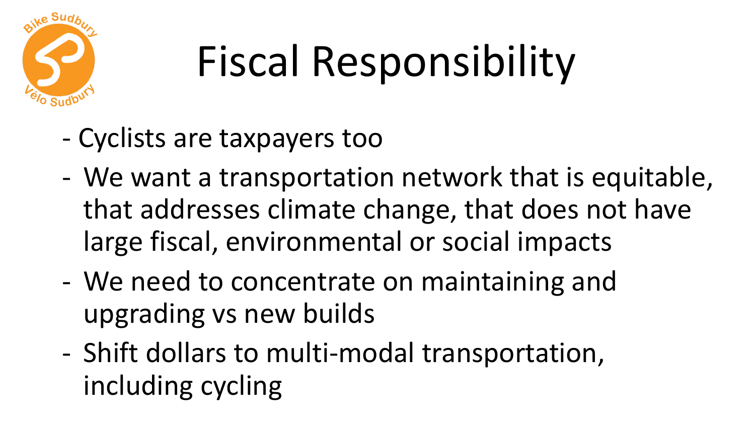# Fiscal Responsibility

- Cyclists are taxpayers too
- We want a transportation network that is equitable, that addresses climate change, that does not have large fiscal, environmental or social impacts
- We need to concentrate on maintaining and upgrading vs new builds
- Shift dollars to multi-modal transportation, including cycling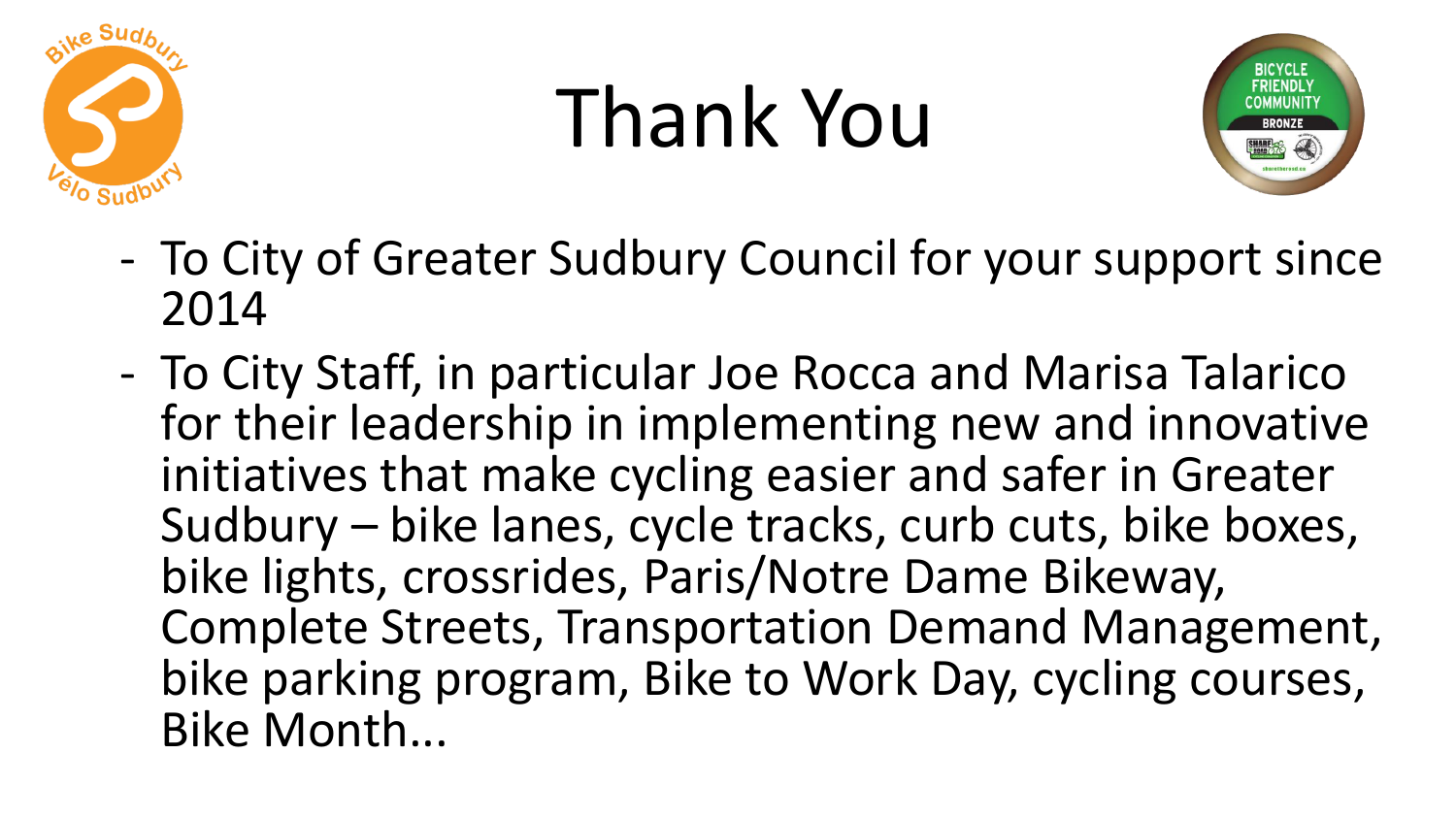# Thank You

- To City of Greater Sudbury Council for your support since 2014
- To City Staff, in particular Joe Rocca and Marisa Talarico for their leadership in implementing new and innovative initiatives that make cycling easier and safer in Greater Sudbury – bike lanes, cycle tracks, curb cuts, bike boxes, bike lights, crossrides, Paris/Notre Dame Bikeway, Complete Streets, Transportation Demand Management, bike parking program, Bike to Work Day, cycling courses, Bike Month...